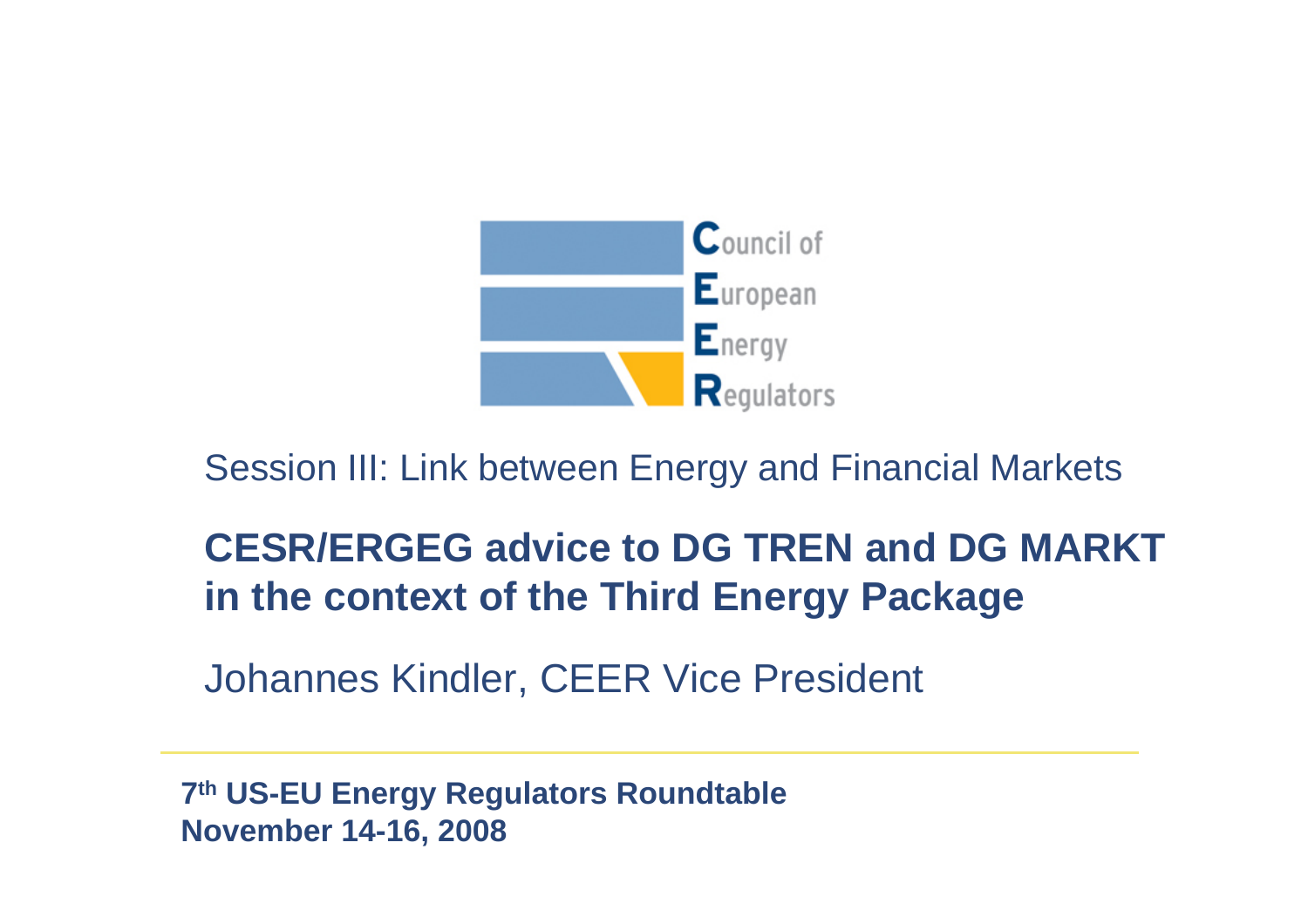Council of European Energy Regulators

Session III: Link between Energy and Financial Markets

# CESR/ERGEG advice to DG TREN and DG MARKT in the context of the Third Energy Package

Johannes Kindler, CEER Vice President

**7th US-EU Energy Regulators Roundtable**
**November 14-16, 2008**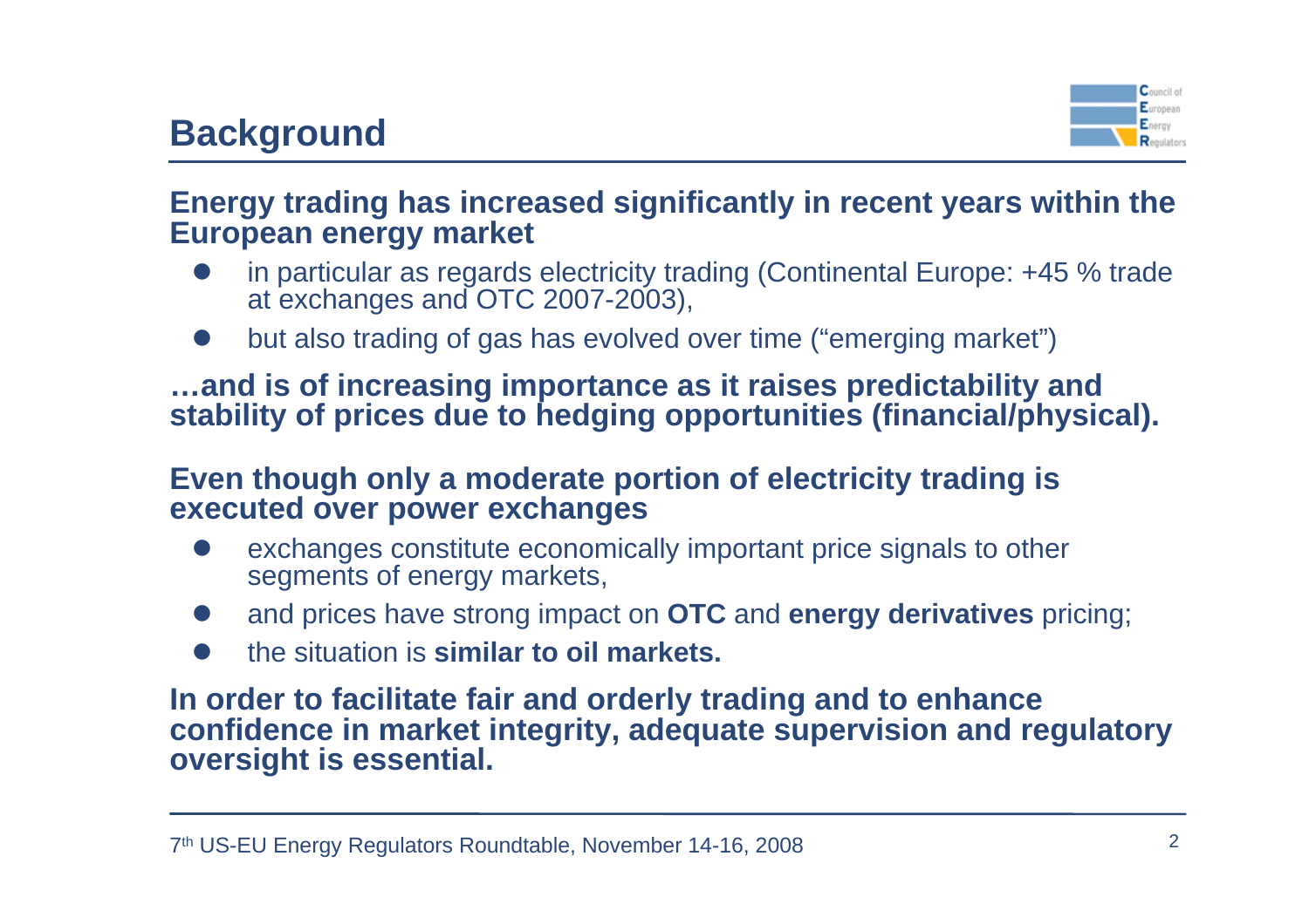## Background

**Energy trading has increased significantly in recent years within the European energy market**

- in particular as regards electricity trading (Continental Europe: +45 % trade at exchanges and OTC 2007-2003),
- but also trading of gas has evolved over time ("emerging market")

**…and is of increasing importance as it raises predictability and stability of prices due to hedging opportunities (financial/physical).**

**Even though only a moderate portion of electricity trading is executed over power exchanges**

- exchanges constitute economically important price signals to other segments of energy markets,
- and prices have strong impact on **OTC** and **energy derivatives** pricing;
- the situation is **similar to oil markets.**

**In order to facilitate fair and orderly trading and to enhance confidence in market integrity, adequate supervision and regulatory oversight is essential.**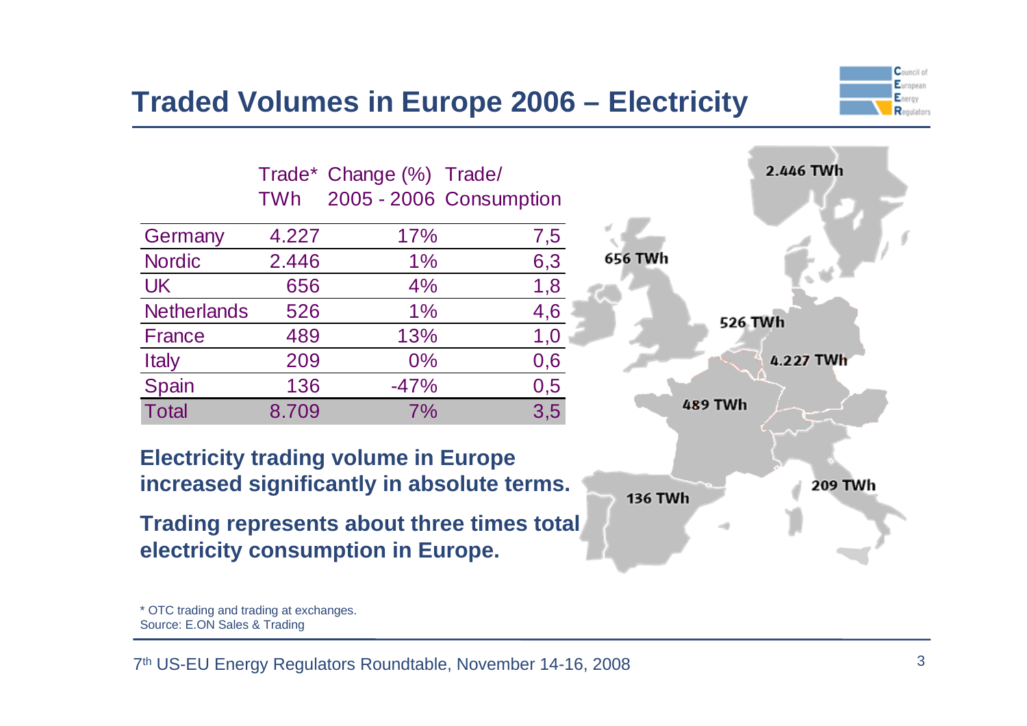# Traded Volumes in Europe 2006 – Electricity

| | Trade* TWh | Change (%) 2005 - 2006 | Trade/ Consumption |
|---|---|---|---|
| Germany | 4.227 | 17% | 7,5 |
| Nordic | 2.446 | 1% | 6,3 |
| UK | 656 | 4% | 1,8 |
| Netherlands | 526 | 1% | 4,6 |
| France | 489 | 13% | 1,0 |
| Italy | 209 | 0% | 0,6 |
| Spain | 136 | -47% | 0,5 |
| Total | 8.709 | 7% | 3,5 |

2.446 TWh

656 TWh

526 TWh

4.227 TWh

489 TWh

136 TWh

209 TWh

**Electricity trading volume in Europe increased significantly in absolute terms.**

**Trading represents about three times total electricity consumption in Europe.**

* OTC trading and trading at exchanges.
Source: E.ON Sales & Trading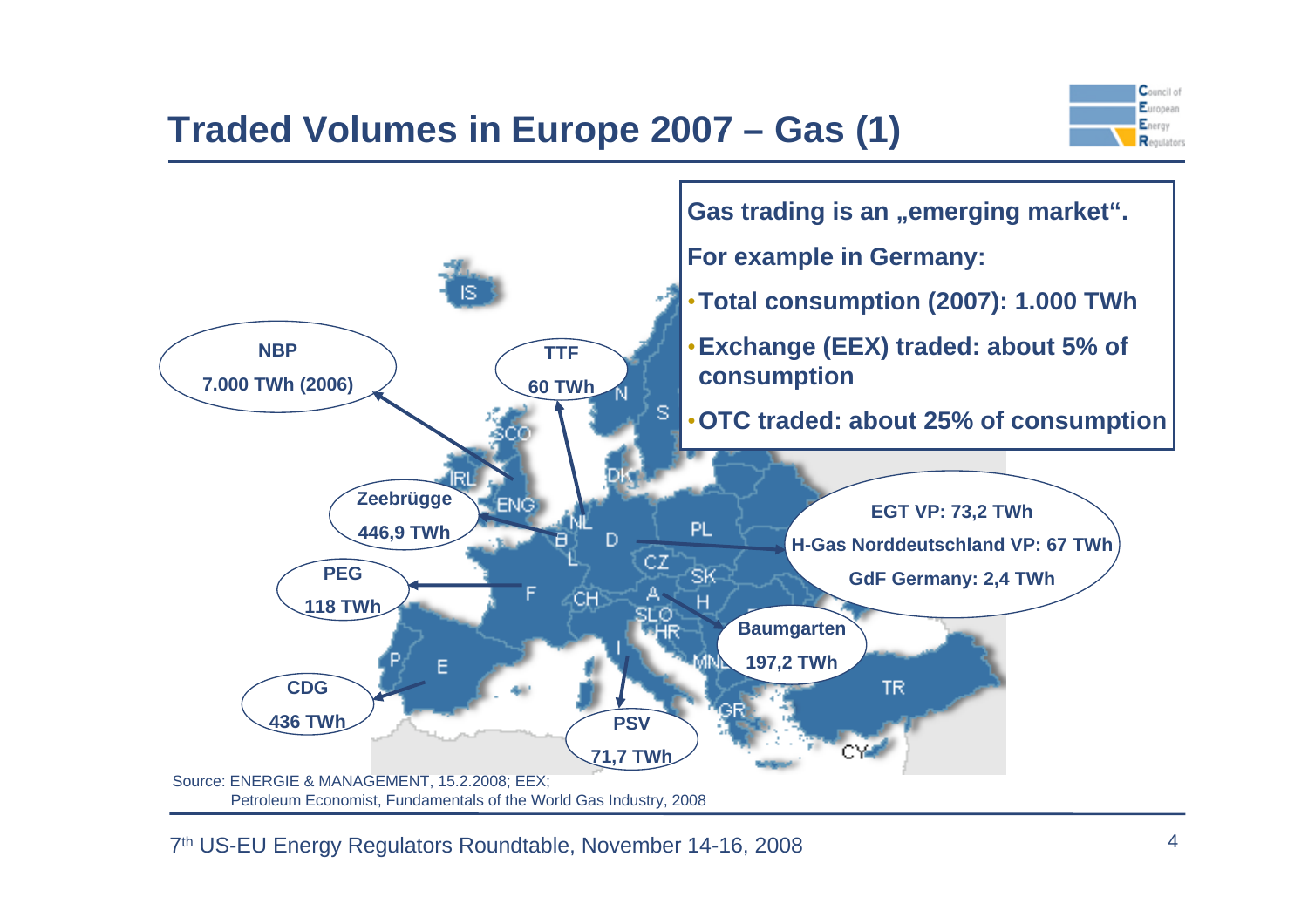# Traded Volumes in Europe 2007 – Gas (1)

**Gas trading is an „emerging market“.**

**For example in Germany:**

- **Total consumption (2007): 1.000 TWh**
- **Exchange (EEX) traded: about 5% of consumption**
- **OTC traded: about 25% of consumption**

**NBP** 7.000 TWh (2006)

**TTF** 60 TWh

**Zeebrügge** 446,9 TWh

**PEG** 118 TWh

**CDG** 436 TWh

**PSV** 71,7 TWh

**Baumgarten** 197,2 TWh

**EGT VP: 73,2 TWh**
**H-Gas Norddeutschland VP: 67 TWh**
**GdF Germany: 2,4 TWh**

Source: ENERGIE & MANAGEMENT, 15.2.2008; EEX;
Petroleum Economist, Fundamentals of the World Gas Industry, 2008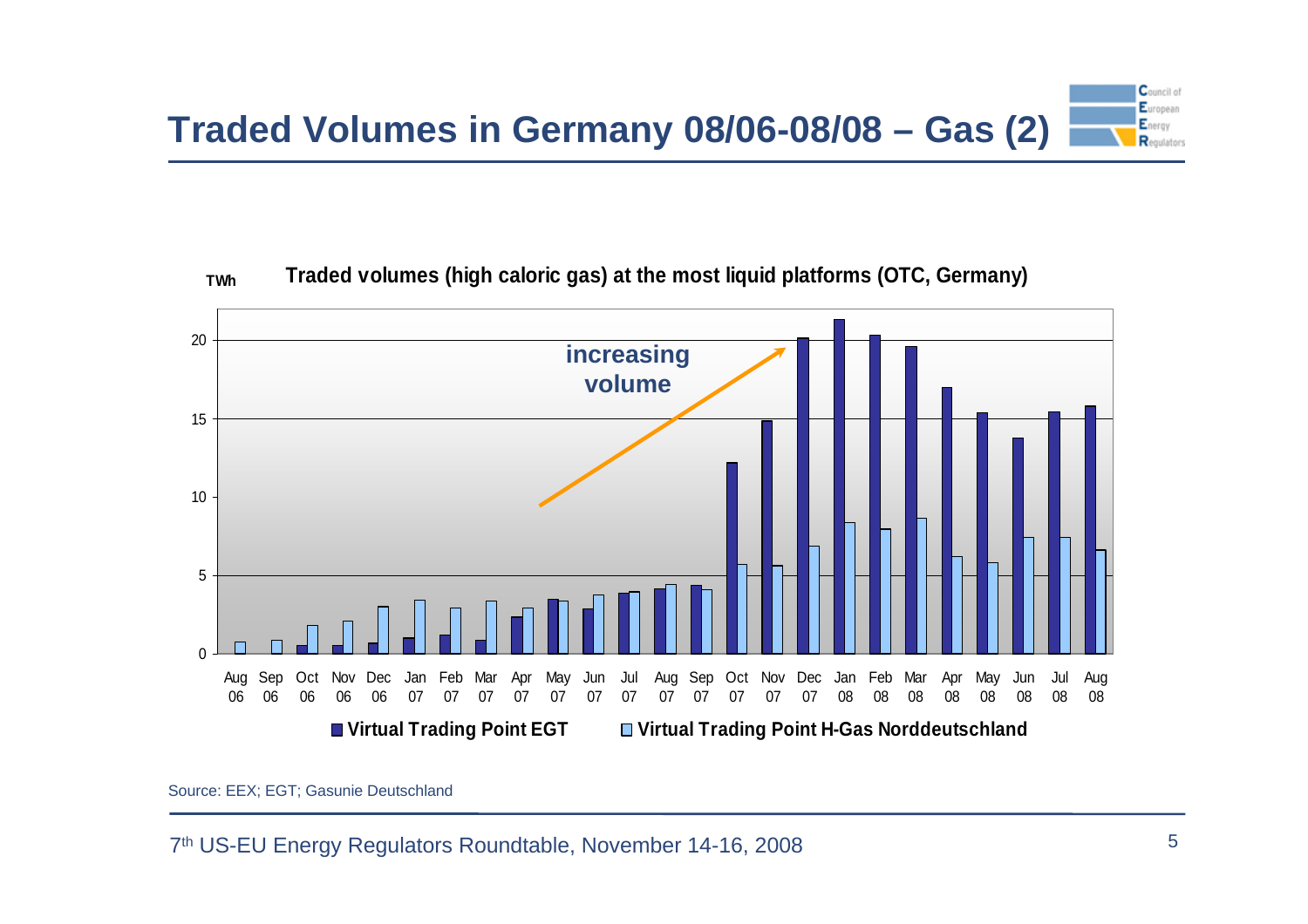# Traded Volumes in Germany 08/06-08/08 – Gas (2)

**Traded volumes (high caloric gas) at the most liquid platforms (OTC, Germany)**

TWh

increasing volume

■ Virtual Trading Point EGT　□ Virtual Trading Point H-Gas Norddeutschland

Source: EEX; EGT; Gasunie Deutschland

7th US-EU Energy Regulators Roundtable, November 14-16, 2008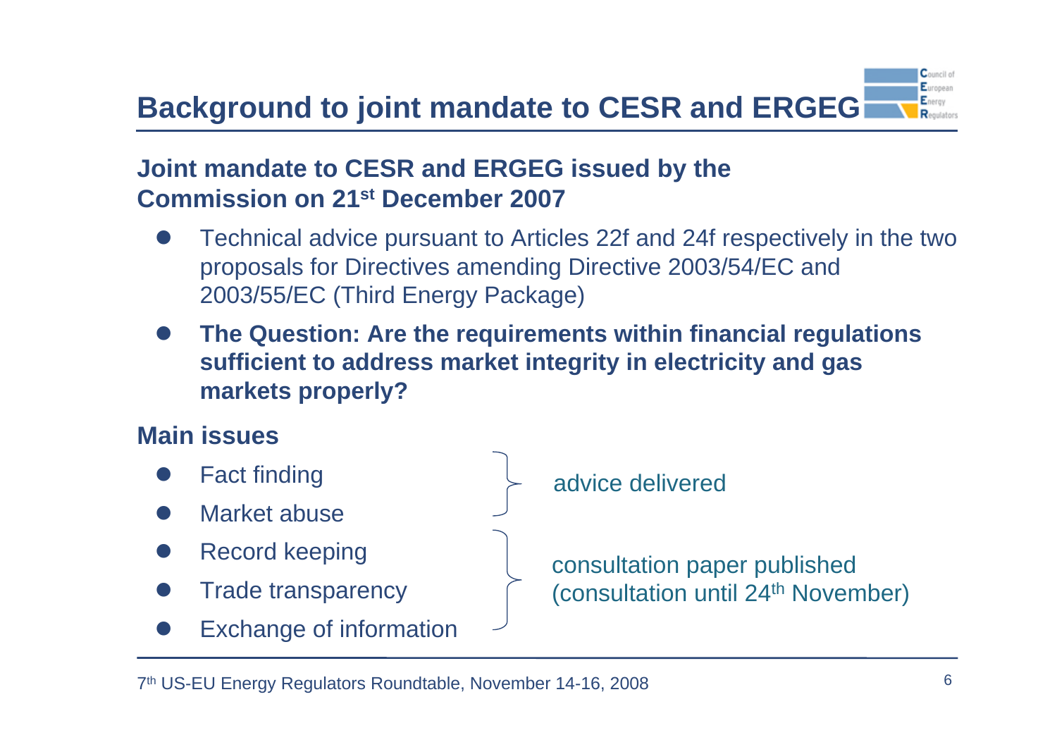# Background to joint mandate to CESR and ERGEG

**Joint mandate to CESR and ERGEG issued by the Commission on 21st December 2007**

- Technical advice pursuant to Articles 22f and 24f respectively in the two proposals for Directives amending Directive 2003/54/EC and 2003/55/EC (Third Energy Package)
- **The Question: Are the requirements within financial regulations sufficient to address market integrity in electricity and gas markets properly?**

**Main issues**

- Fact finding
- Market abuse

} advice delivered

- Record keeping
- Trade transparency
- Exchange of information

} consultation paper published (consultation until 24th November)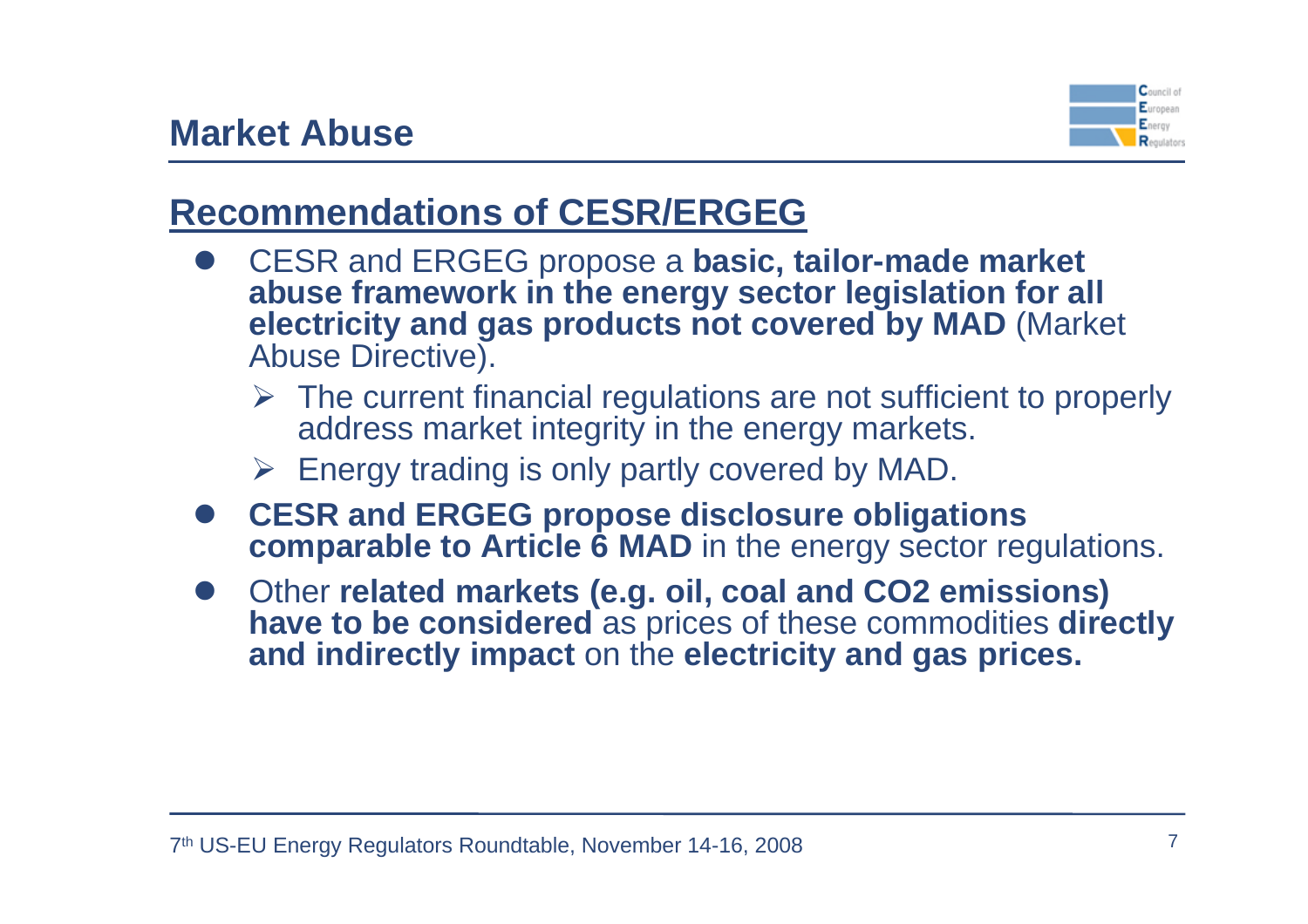# Market Abuse

## Recommendations of CESR/ERGEG

- CESR and ERGEG propose a **basic, tailor-made market abuse framework in the energy sector legislation for all electricity and gas products not covered by MAD** (Market Abuse Directive).
  - The current financial regulations are not sufficient to properly address market integrity in the energy markets.
  - Energy trading is only partly covered by MAD.
- **CESR and ERGEG propose disclosure obligations comparable to Article 6 MAD** in the energy sector regulations.
- Other **related markets (e.g. oil, coal and CO2 emissions) have to be considered** as prices of these commodities **directly and indirectly impact** on the **electricity and gas prices.**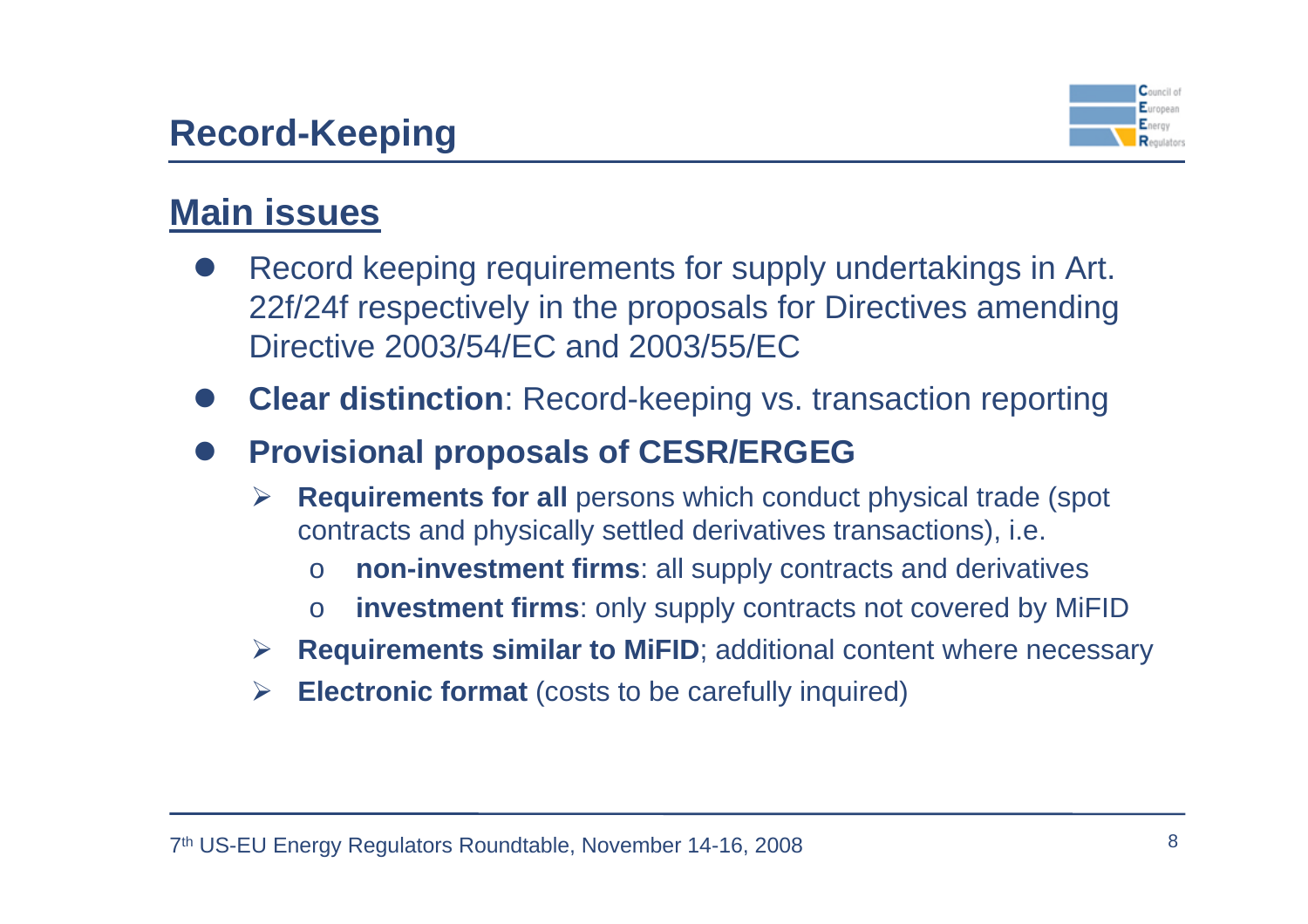# Record-Keeping

## Main issues

- Record keeping requirements for supply undertakings in Art. 22f/24f respectively in the proposals for Directives amending Directive 2003/54/EC and 2003/55/EC
- **Clear distinction**: Record-keeping vs. transaction reporting
- **Provisional proposals of CESR/ERGEG**
  - **Requirements for all** persons which conduct physical trade (spot contracts and physically settled derivatives transactions), i.e.
    - **non-investment firms**: all supply contracts and derivatives
    - **investment firms**: only supply contracts not covered by MiFID
  - **Requirements similar to MiFID**; additional content where necessary
  - **Electronic format** (costs to be carefully inquired)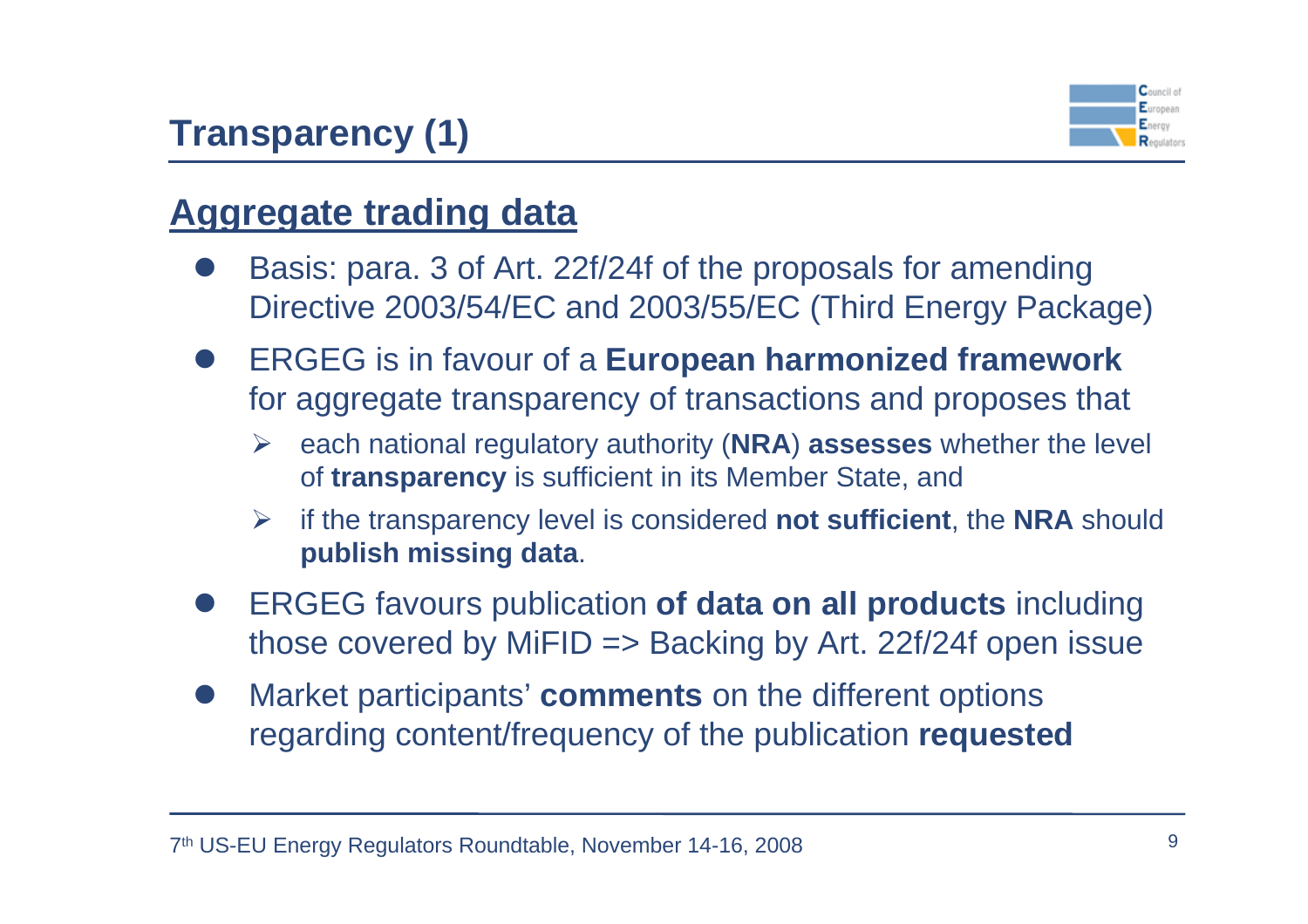# Transparency (1)

## Aggregate trading data

- Basis: para. 3 of Art. 22f/24f of the proposals for amending Directive 2003/54/EC and 2003/55/EC (Third Energy Package)
- ERGEG is in favour of a **European harmonized framework** for aggregate transparency of transactions and proposes that
  - each national regulatory authority (**NRA**) **assesses** whether the level of **transparency** is sufficient in its Member State, and
  - if the transparency level is considered **not sufficient**, the **NRA** should **publish missing data**.
- ERGEG favours publication **of data on all products** including those covered by MiFID => Backing by Art. 22f/24f open issue
- Market participants' **comments** on the different options regarding content/frequency of the publication **requested**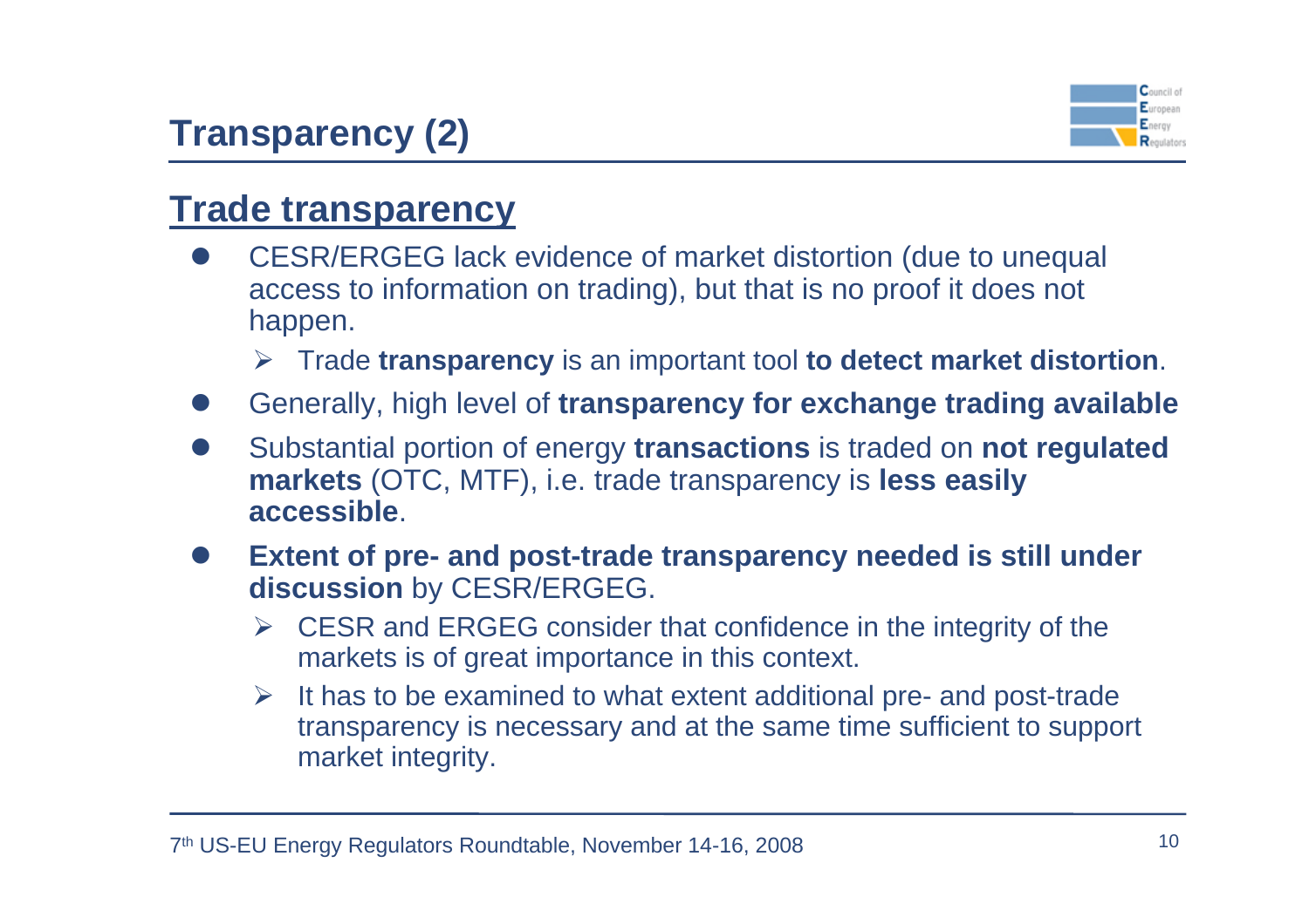# Transparency (2)

## Trade transparency

- CESR/ERGEG lack evidence of market distortion (due to unequal access to information on trading), but that is no proof it does not happen.
  - Trade **transparency** is an important tool **to detect market distortion**.
- Generally, high level of **transparency for exchange trading available**
- Substantial portion of energy **transactions** is traded on **not regulated markets** (OTC, MTF), i.e. trade transparency is **less easily accessible**.
- **Extent of pre- and post-trade transparency needed is still under discussion** by CESR/ERGEG.
  - CESR and ERGEG consider that confidence in the integrity of the markets is of great importance in this context.
  - It has to be examined to what extent additional pre- and post-trade transparency is necessary and at the same time sufficient to support market integrity.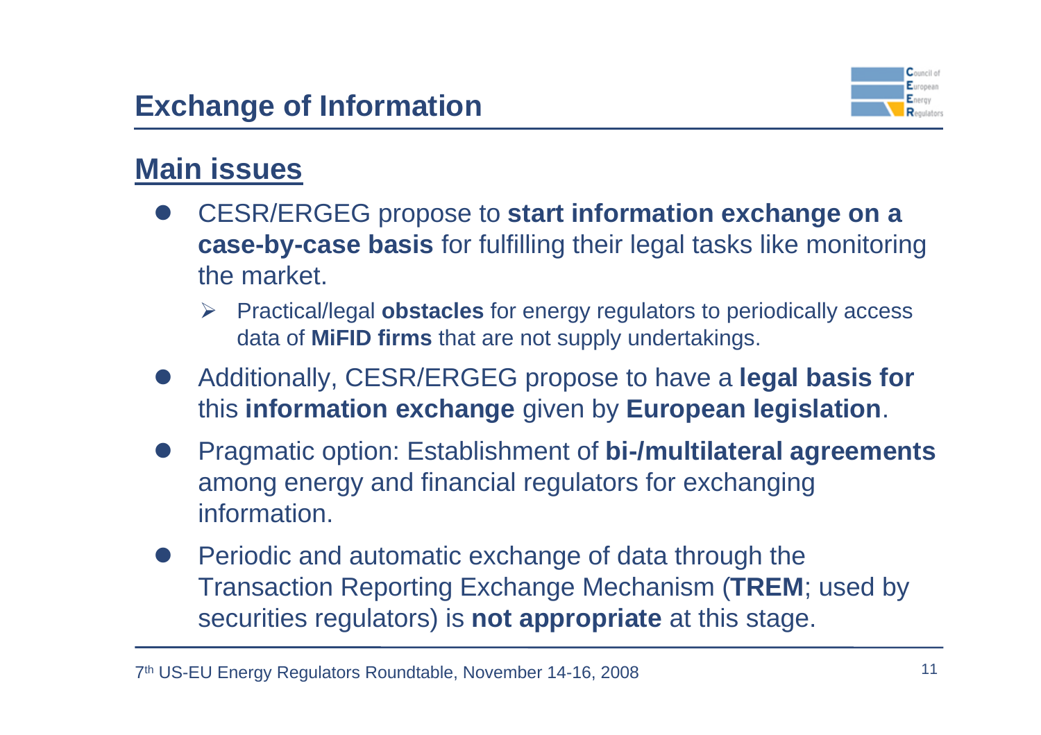# Exchange of Information

## Main issues

- CESR/ERGEG propose to **start information exchange on a case-by-case basis** for fulfilling their legal tasks like monitoring the market.
  - Practical/legal **obstacles** for energy regulators to periodically access data of **MiFID firms** that are not supply undertakings.
- Additionally, CESR/ERGEG propose to have a **legal basis for** this **information exchange** given by **European legislation**.
- Pragmatic option: Establishment of **bi-/multilateral agreements** among energy and financial regulators for exchanging information.
- Periodic and automatic exchange of data through the Transaction Reporting Exchange Mechanism (**TREM**; used by securities regulators) is **not appropriate** at this stage.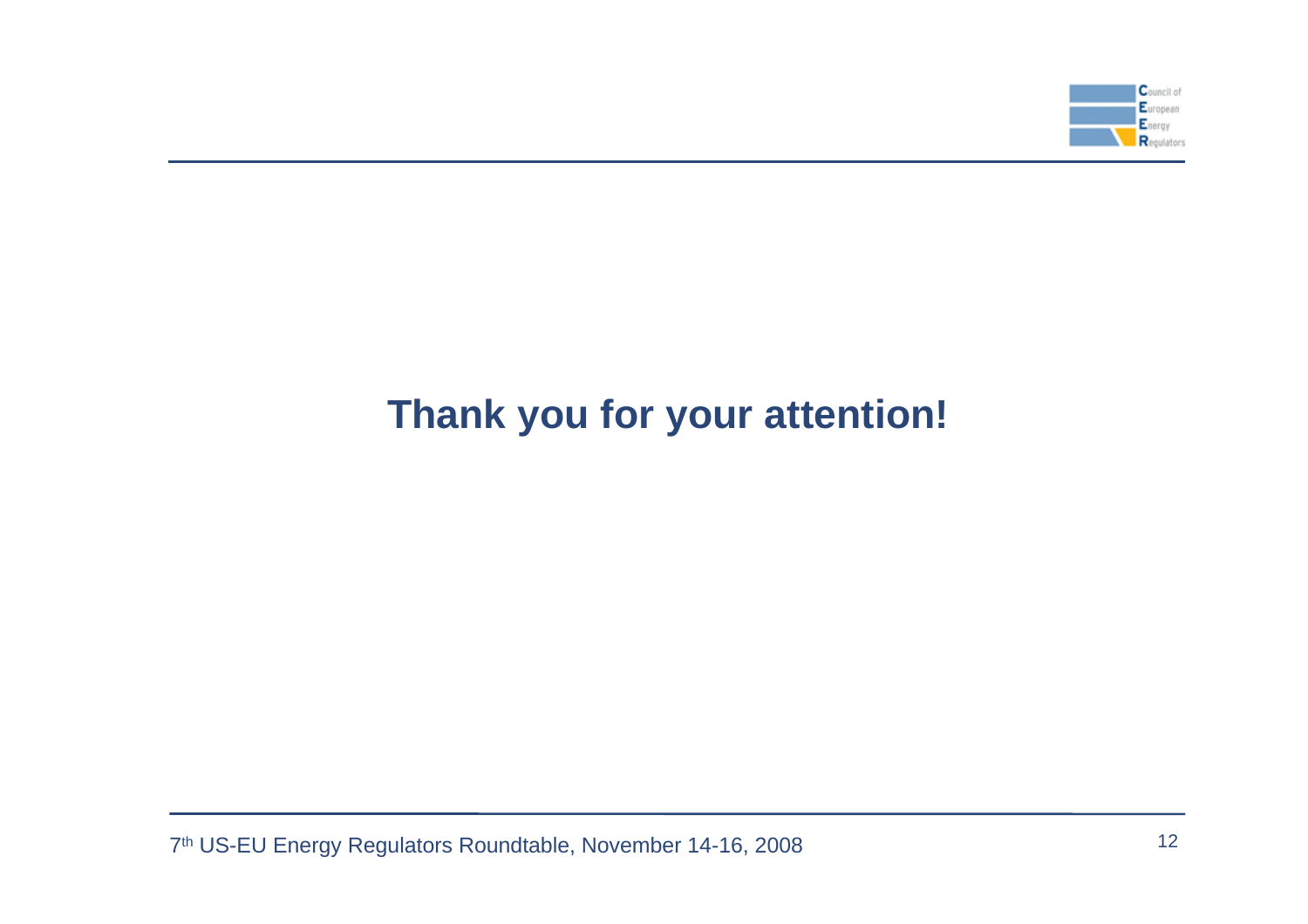**Thank you for your attention!**